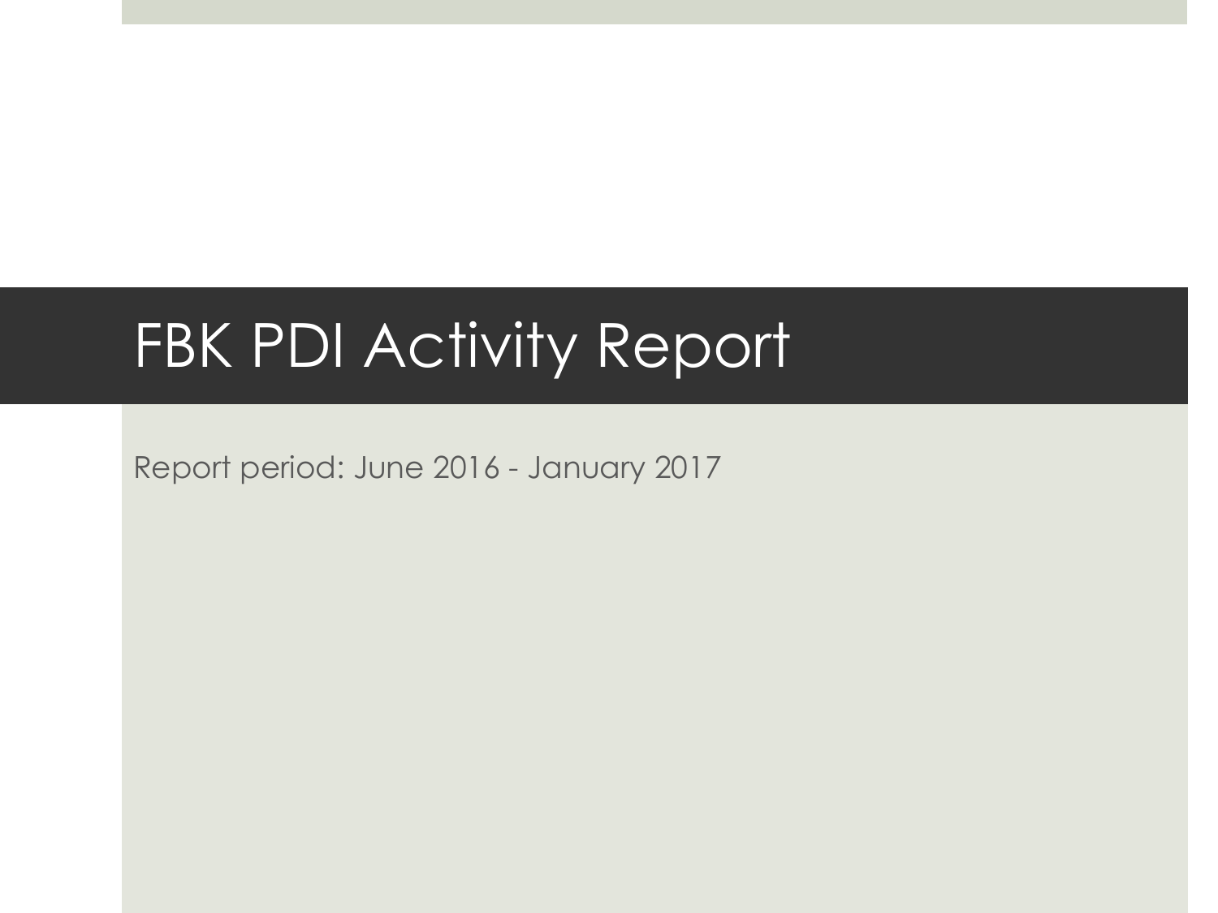# FBK PDI Activity Report

Report period: June 2016 - January 2017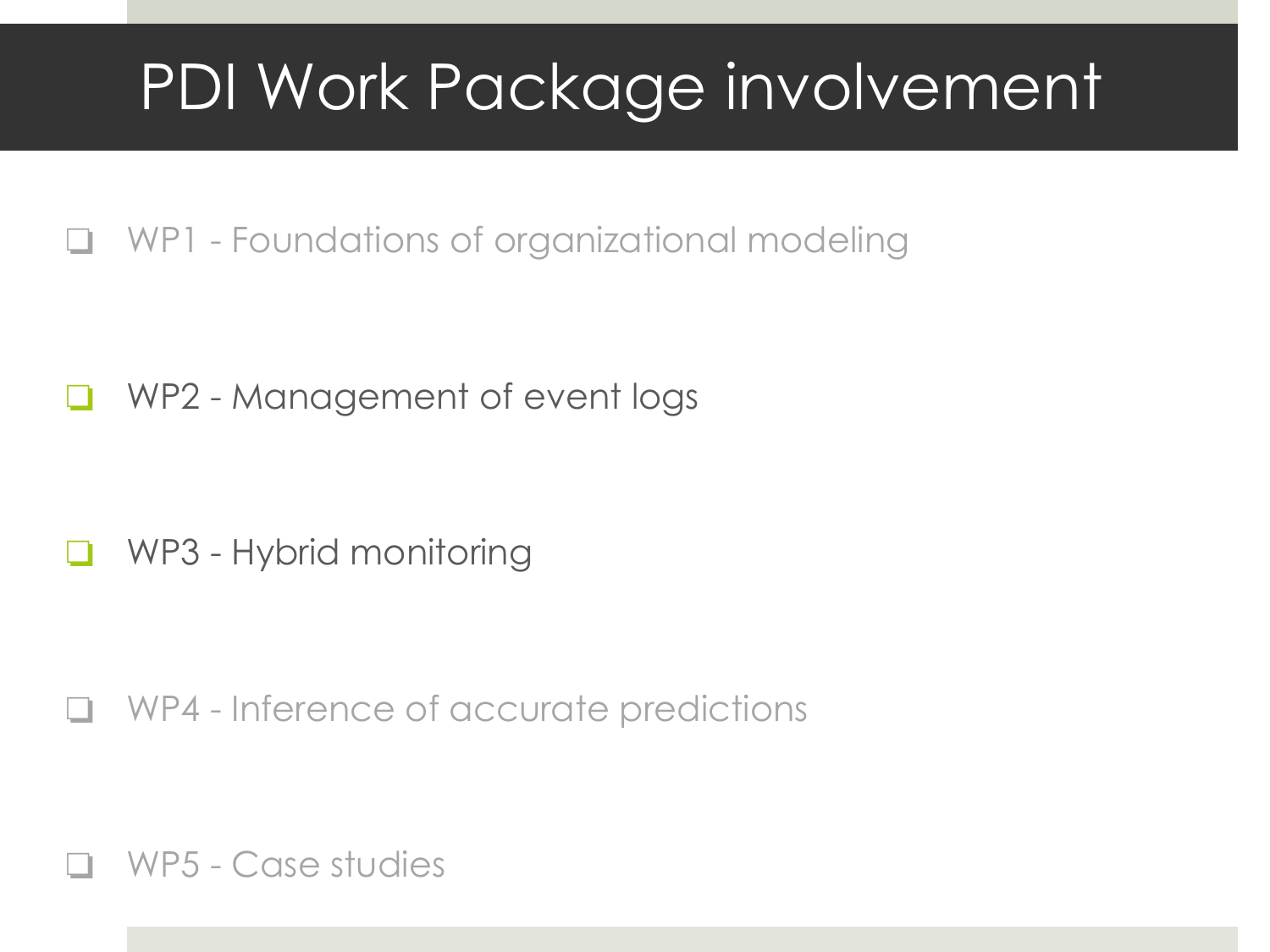# PDI Work Package involvement

- WP1 - Foundations of organizational modeling
- WP2 - Management of event logs
- WP3 - Hybrid monitoring
- WP4 - Inference of accurate predictions
- WP5 - Case studies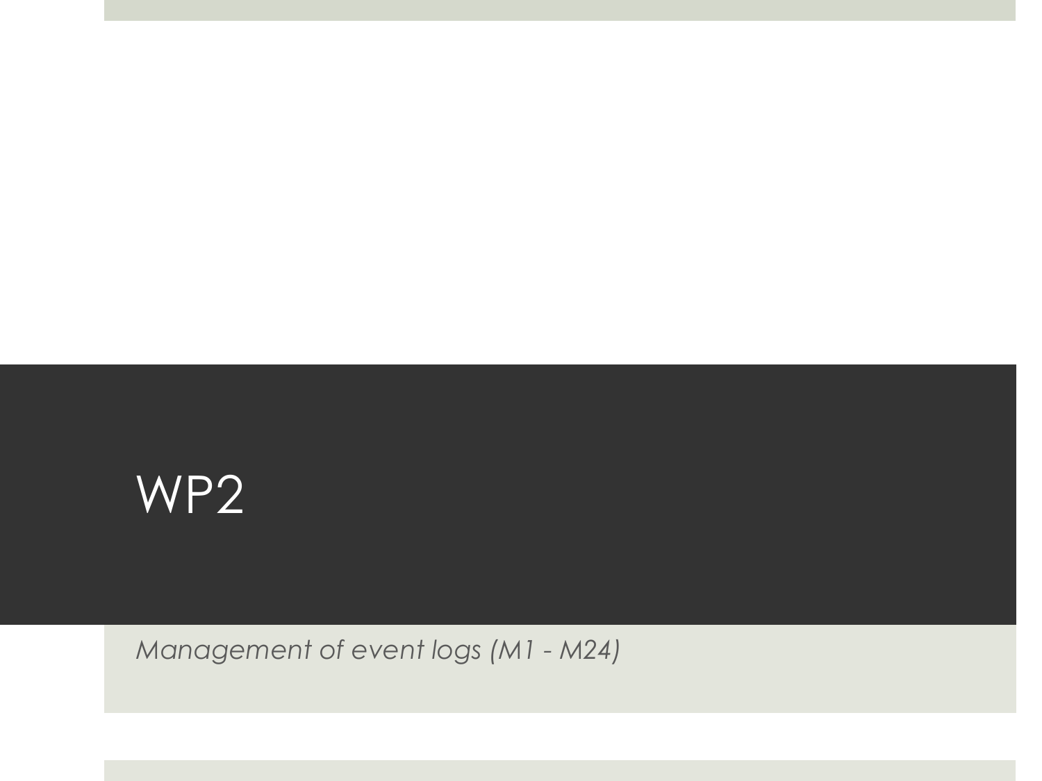# WP2

*Management of event logs (M1 - M24)*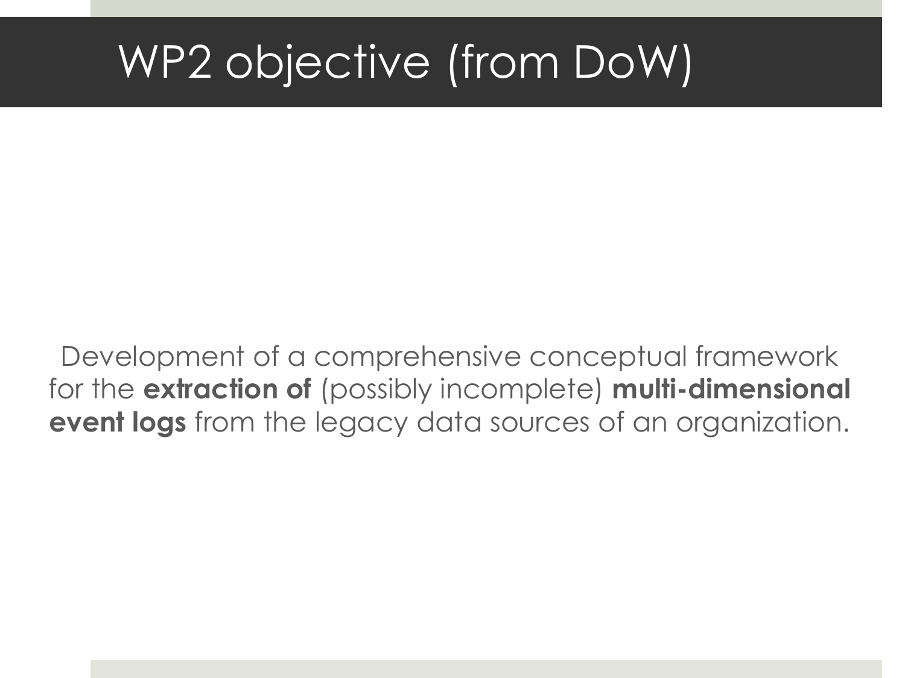# WP2 objective (from DoW)

Development of a comprehensive conceptual framework for the **extraction of** (possibly incomplete) **multi-dimensional event logs** from the legacy data sources of an organization.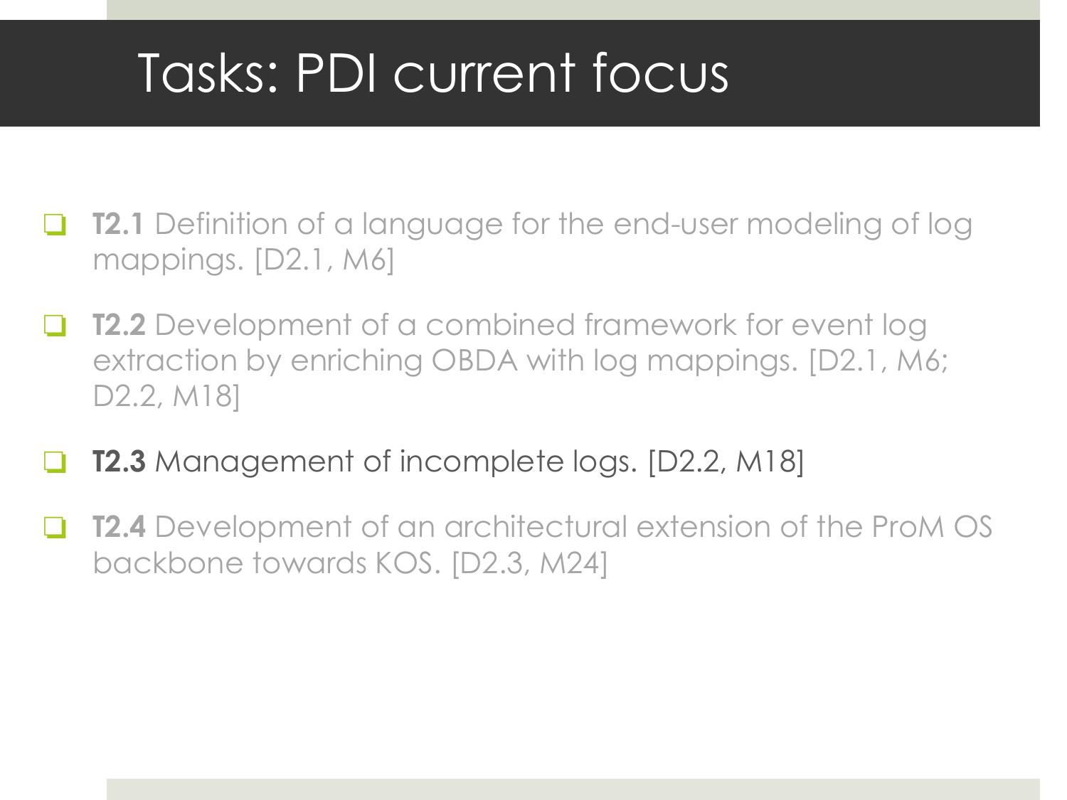# Tasks: PDI current focus

- **T2.1** Definition of a language for the end-user modeling of log mappings. [D2.1, M6]
- **T2.2** Development of a combined framework for event log extraction by enriching OBDA with log mappings. [D2.1, M6; D2.2, M18]
- **T2.3** Management of incomplete logs. [D2.2, M18]
- **T2.4** Development of an architectural extension of the ProM OS backbone towards KOS. [D2.3, M24]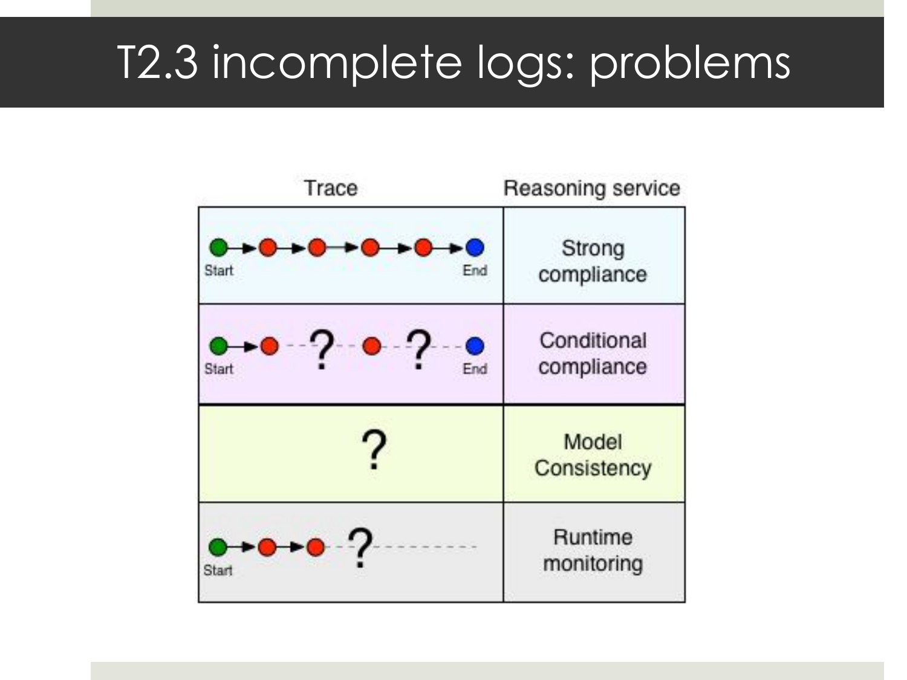# T2.3 incomplete logs: problems

| Trace | Reasoning service |
| --- | --- |
| Start → ● → ● → ● → ● → End | Strong compliance |
| Start → ● - - ? - - ● - - ? - - End | Conditional compliance |
| ? | Model Consistency |
| Start → ● → ● - - ? - - - - - - - - | Runtime monitoring |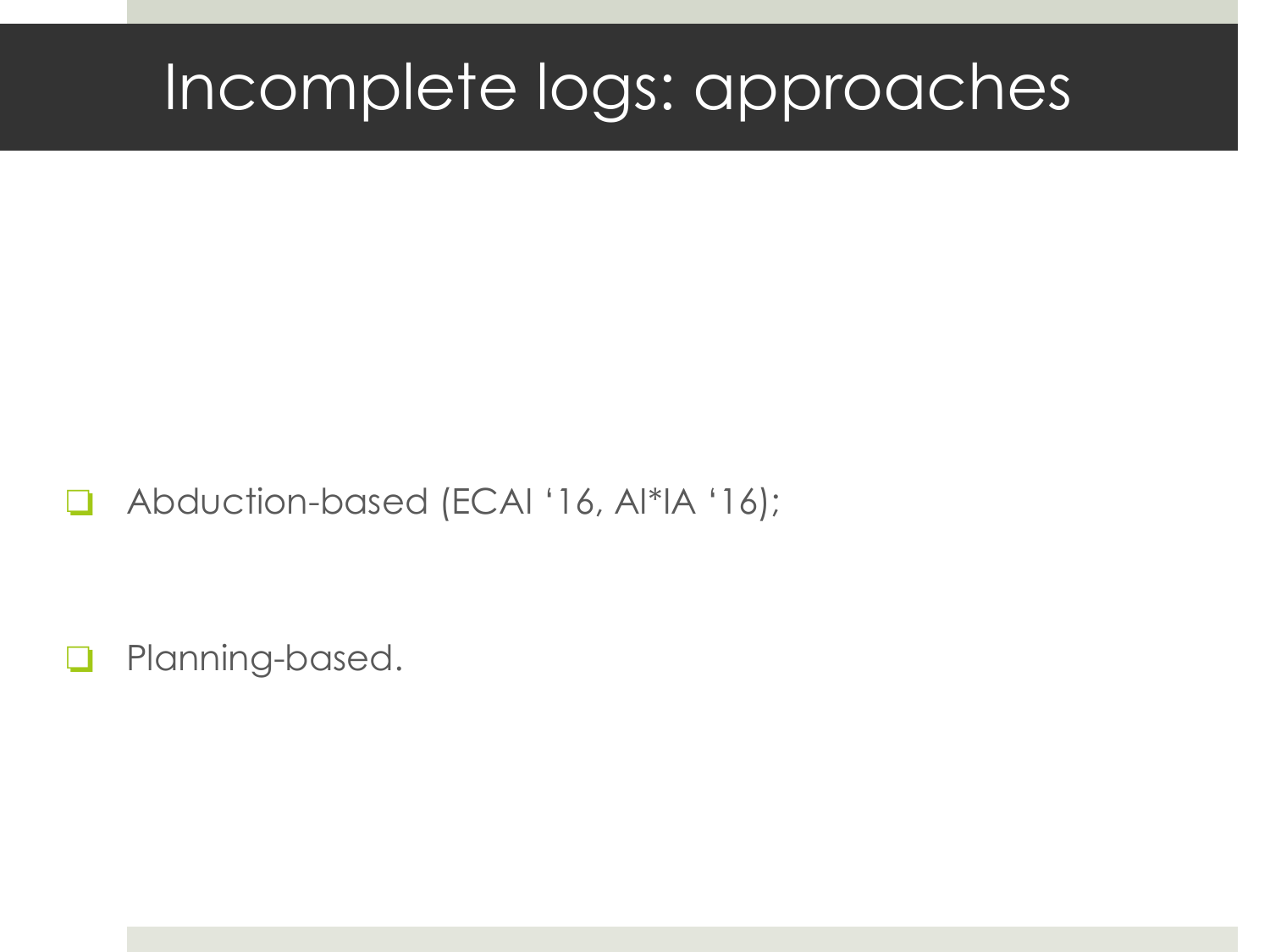# Incomplete logs: approaches

- Abduction-based (ECAI '16, AI*IA '16);
- Planning-based.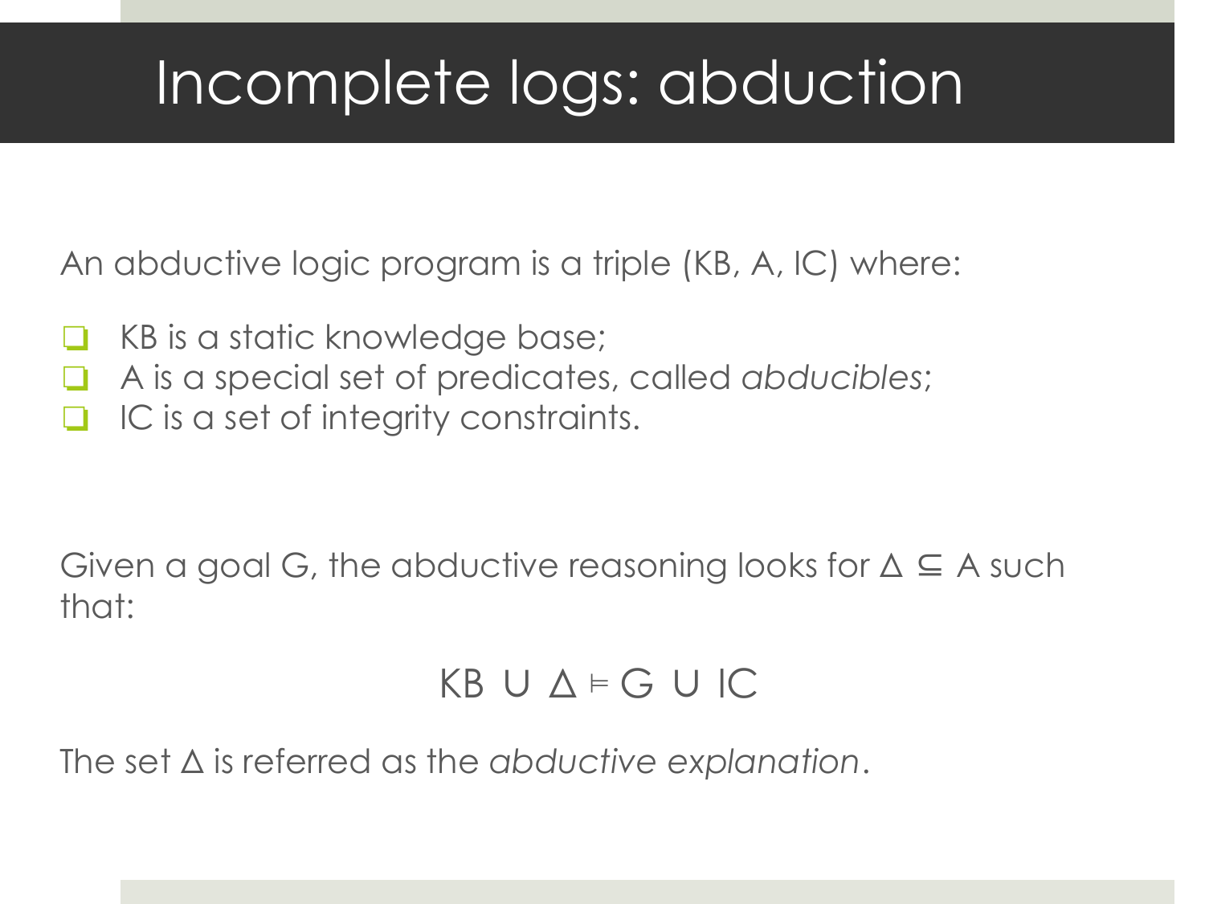# Incomplete logs: abduction

An abductive logic program is a triple (KB, A, IC) where:

- KB is a static knowledge base;
- A is a special set of predicates, called *abducibles*;
- IC is a set of integrity constraints.

Given a goal G, the abductive reasoning looks for $\Delta \subseteq A$ such that:

$$KB \cup \Delta \vDash G \cup IC$$

The set $\Delta$ is referred as the *abductive explanation*.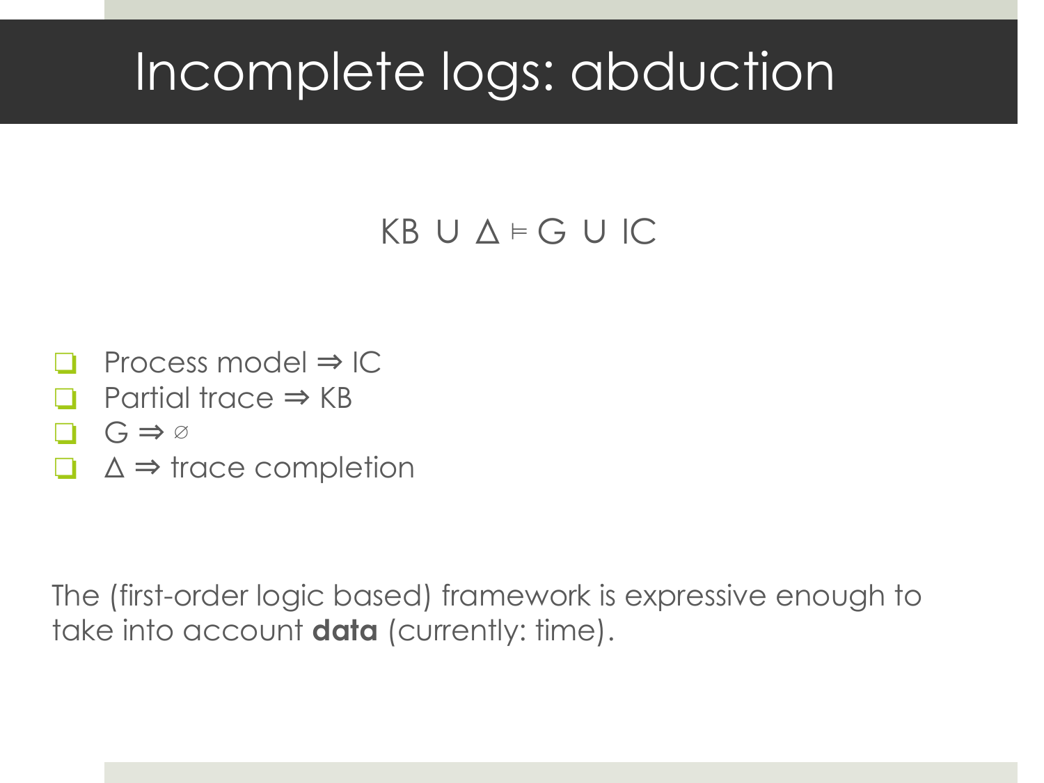# Incomplete logs: abduction

$$KB \cup \Delta \models G \cup IC$$

- Process model ⇒ IC
- Partial trace ⇒ KB
- G ⇒ ∅
- Δ ⇒ trace completion

The (first-order logic based) framework is expressive enough to take into account **data** (currently: time).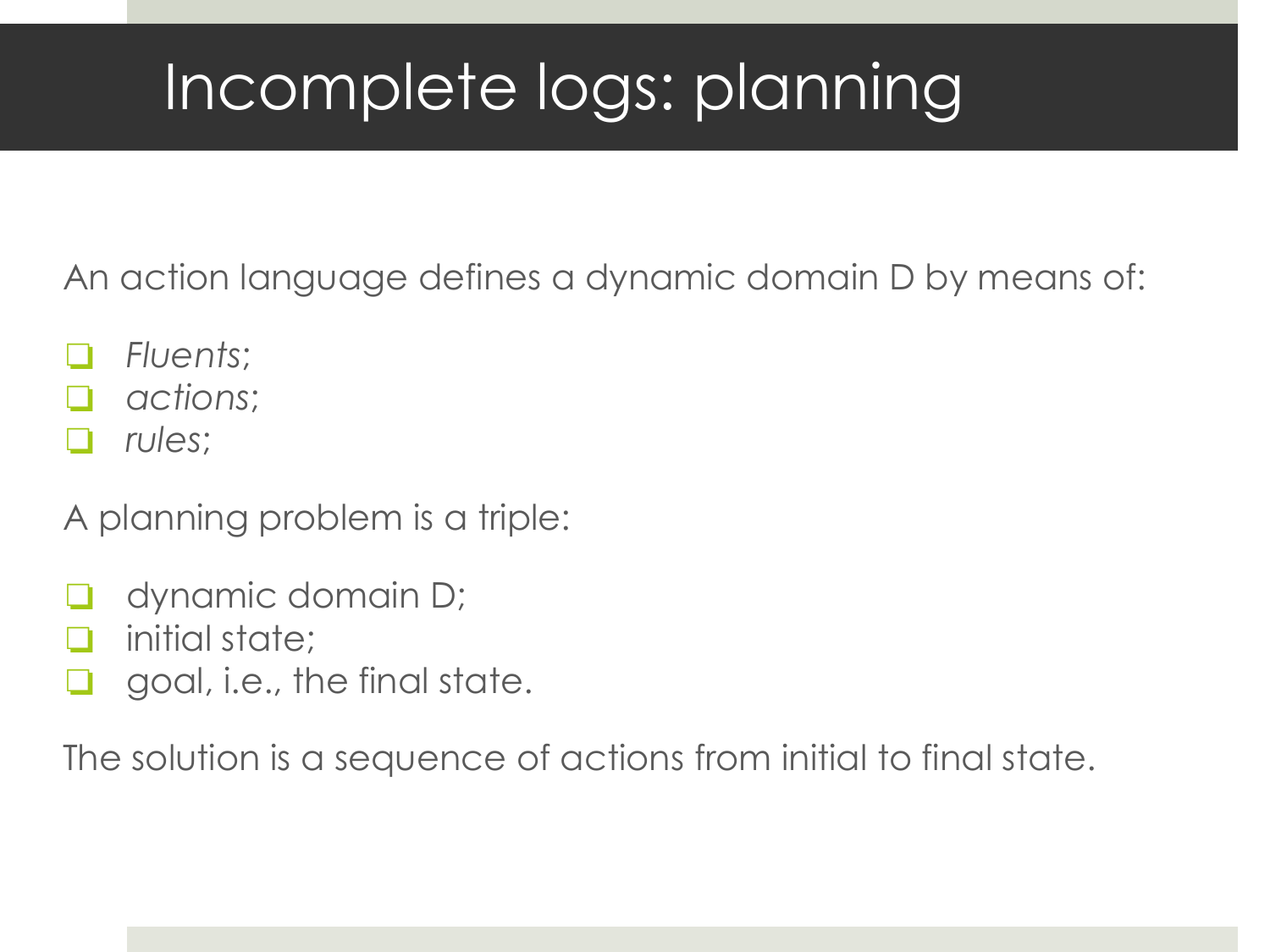# Incomplete logs: planning

An action language defines a dynamic domain D by means of:

- *Fluents*;
- *actions*;
- *rules*;

A planning problem is a triple:

- dynamic domain D;
- initial state;
- goal, i.e., the final state.

The solution is a sequence of actions from initial to final state.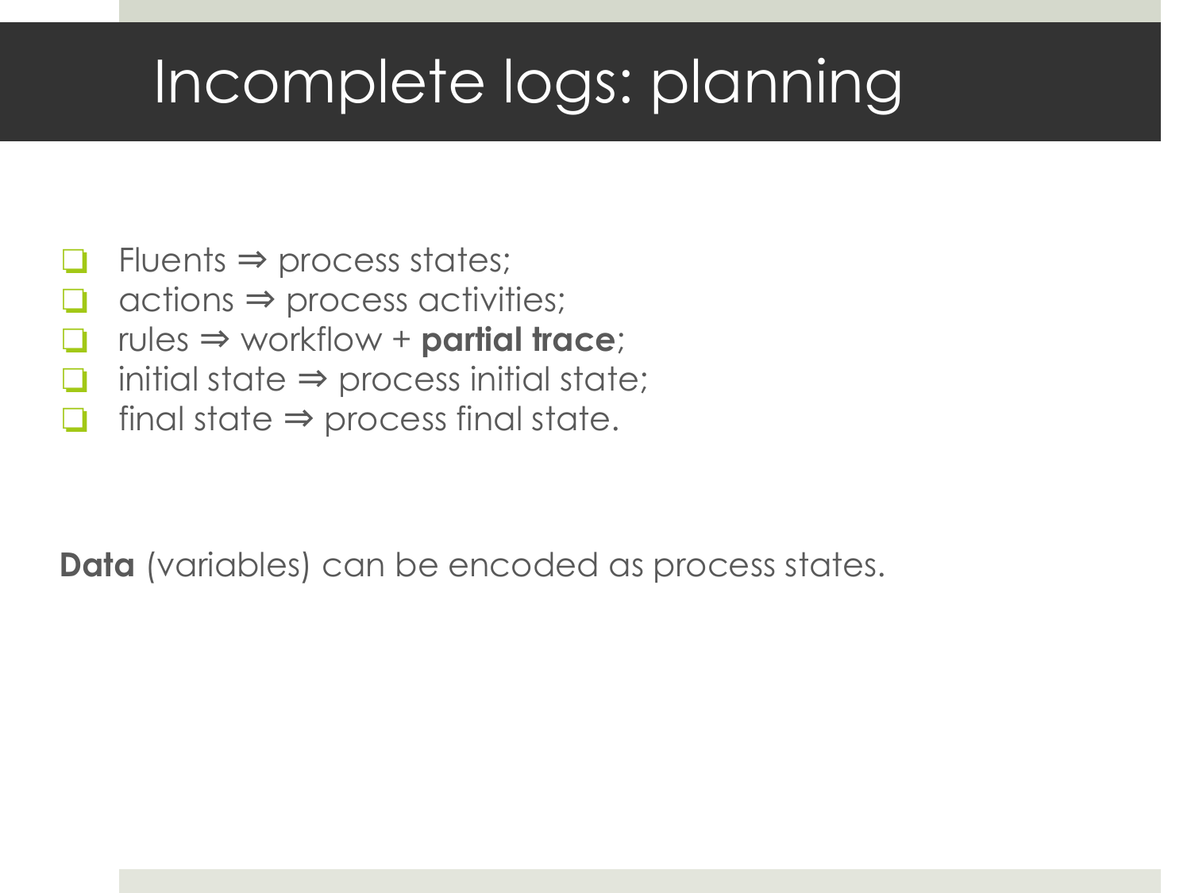# Incomplete logs: planning

- Fluents ⇒ process states;
- actions ⇒ process activities;
- rules ⇒ workflow + **partial trace**;
- initial state ⇒ process initial state;
- final state ⇒ process final state.

**Data** (variables) can be encoded as process states.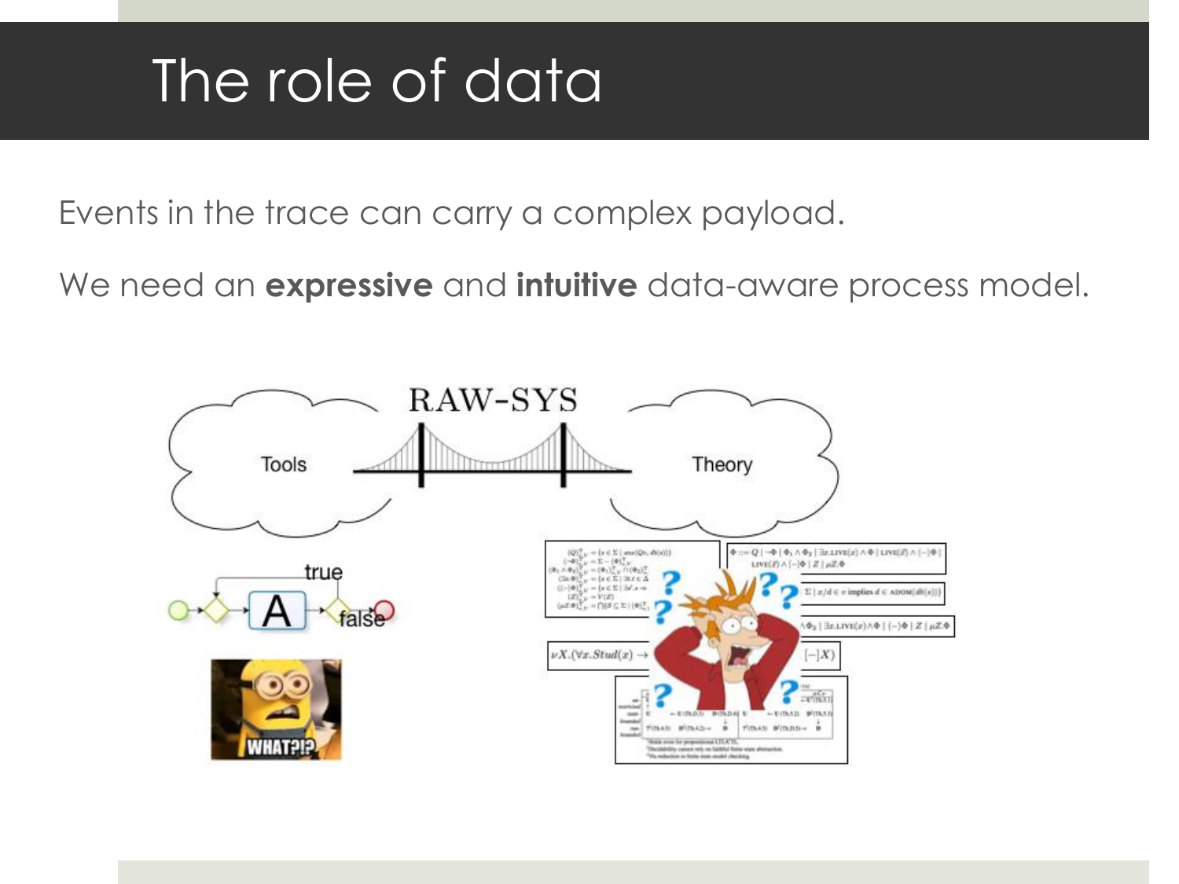# The role of data

Events in the trace can carry a complex payload.

We need an **expressive** and **intuitive** data-aware process model.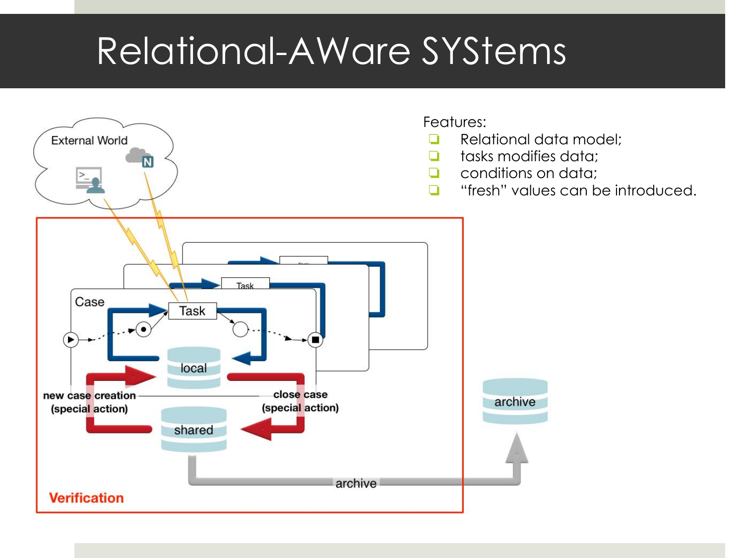# Relational-AWare SYStems

Features:

- Relational data model;
- tasks modifies data;
- conditions on data;
- “fresh” values can be introduced.

External World

Case

Task

Task

local

shared

archive

new case creation (special action)

close case (special action)

archive

Verification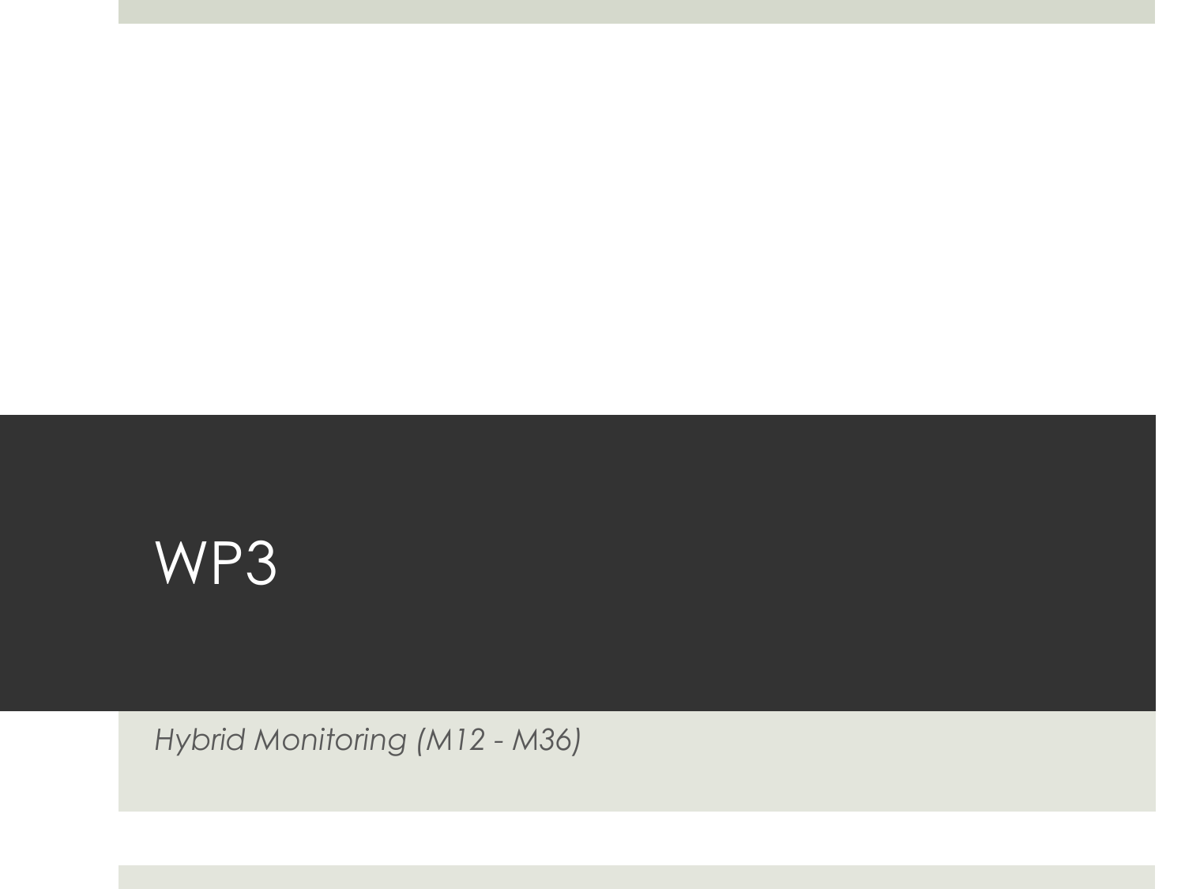# WP3

*Hybrid Monitoring (M12 - M36)*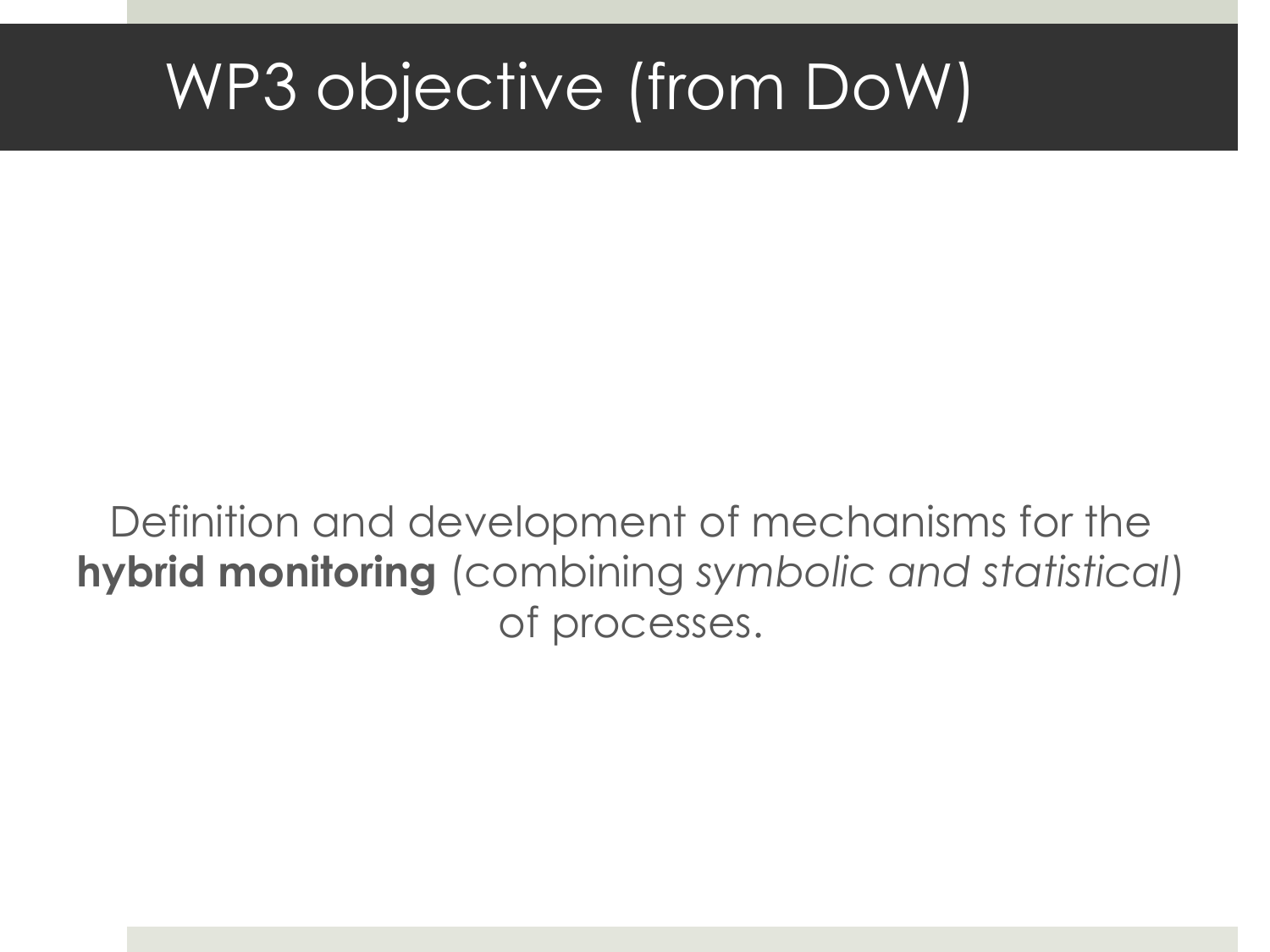# WP3 objective (from DoW)

Definition and development of mechanisms for the **hybrid monitoring** (combining *symbolic and statistical*) of processes.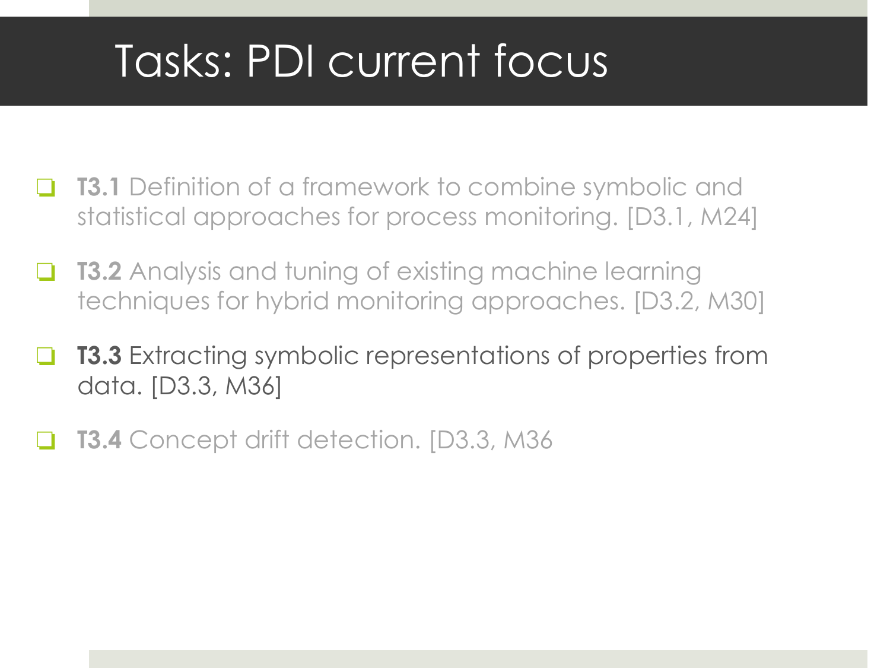# Tasks: PDI current focus

- **T3.1** Definition of a framework to combine symbolic and statistical approaches for process monitoring. [D3.1, M24]
- **T3.2** Analysis and tuning of existing machine learning techniques for hybrid monitoring approaches. [D3.2, M30]
- **T3.3** Extracting symbolic representations of properties from data. [D3.3, M36]
- **T3.4** Concept drift detection. [D3.3, M36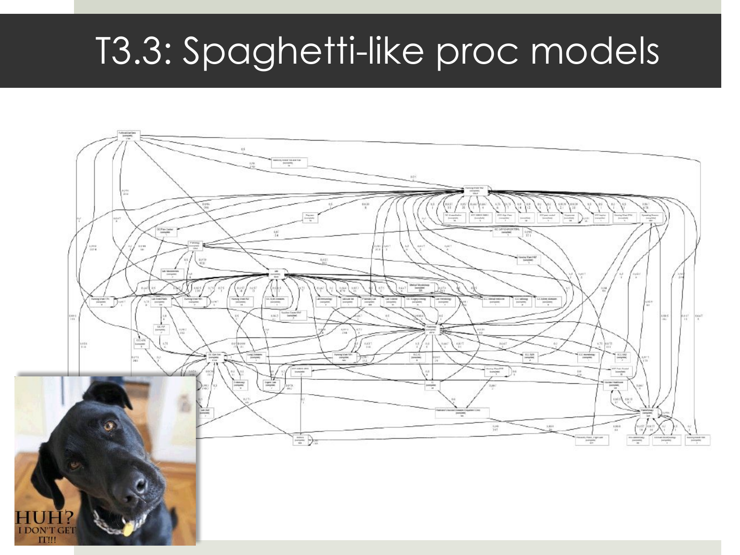# T3.3: Spaghetti-like proc models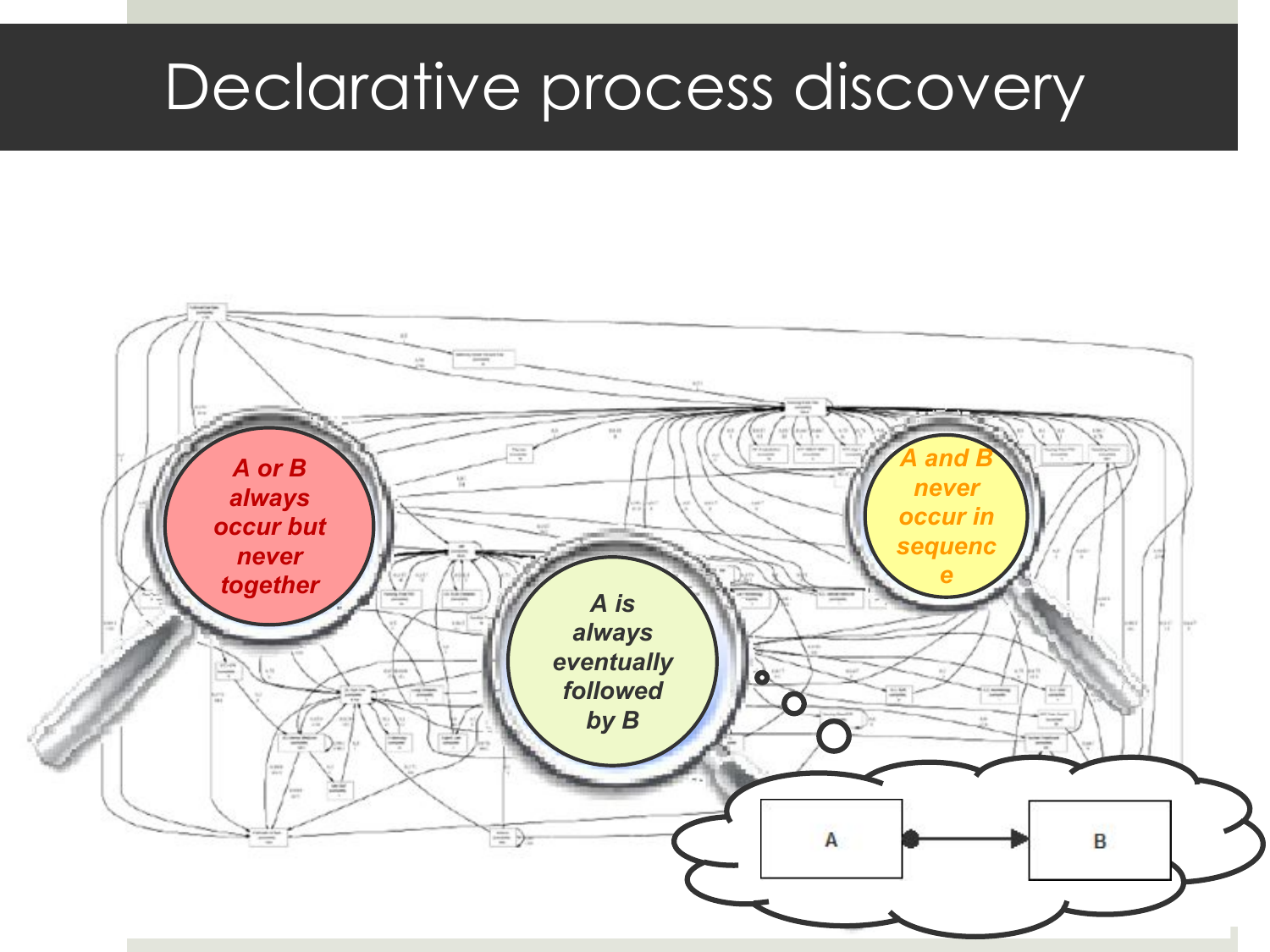# Declarative process discovery

*A or B always occur but never together*

*A is always eventually followed by B*

*A and B never occur in sequence*

A ●→ B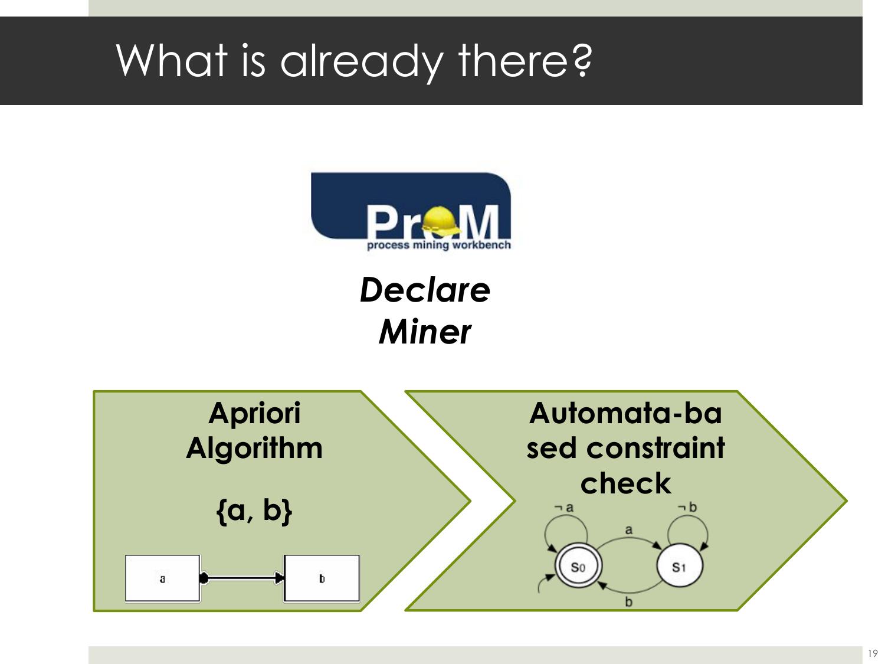# What is already there?

process mining workbench

***Declare Miner***

**Apriori Algorithm**

**{a, b}**

**Automata-based constraint check**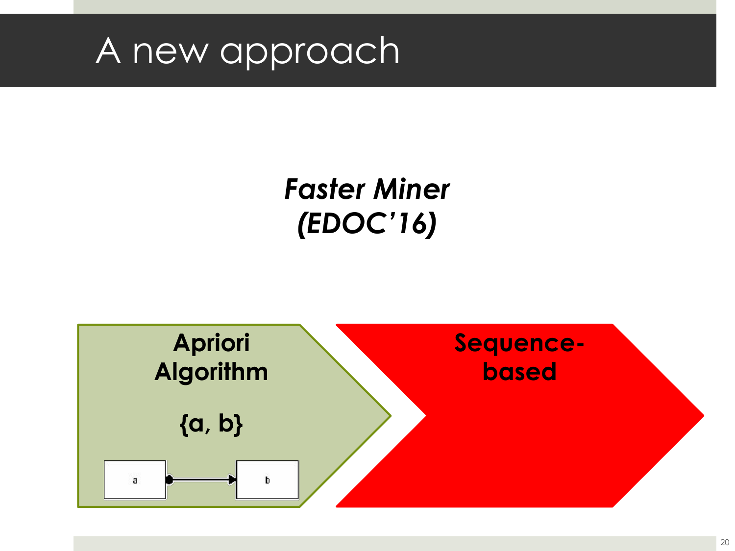# A new approach

***Faster Miner (EDOC'16)***

**Apriori Algorithm**

**{a, b}**

a → b

**Sequence-based**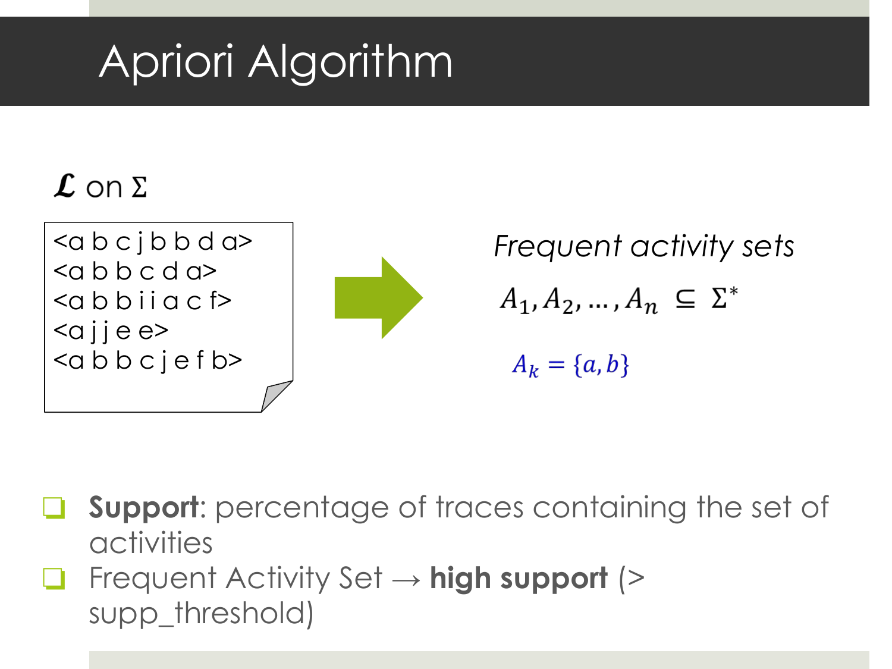# Apriori Algorithm

$\mathcal{L}$ on $\Sigma$

```
<a b c j b b d a>
<a b b c d a>
<a b b i i a c f>
<a j j e e>
<a b b c j e f b>
```

*Frequent activity sets*

$$A_1, A_2, \ldots, A_n \subseteq \Sigma^*$$

$$A_k = \{a, b\}$$

- **Support**: percentage of traces containing the set of activities
- Frequent Activity Set → **high support** (> supp_threshold)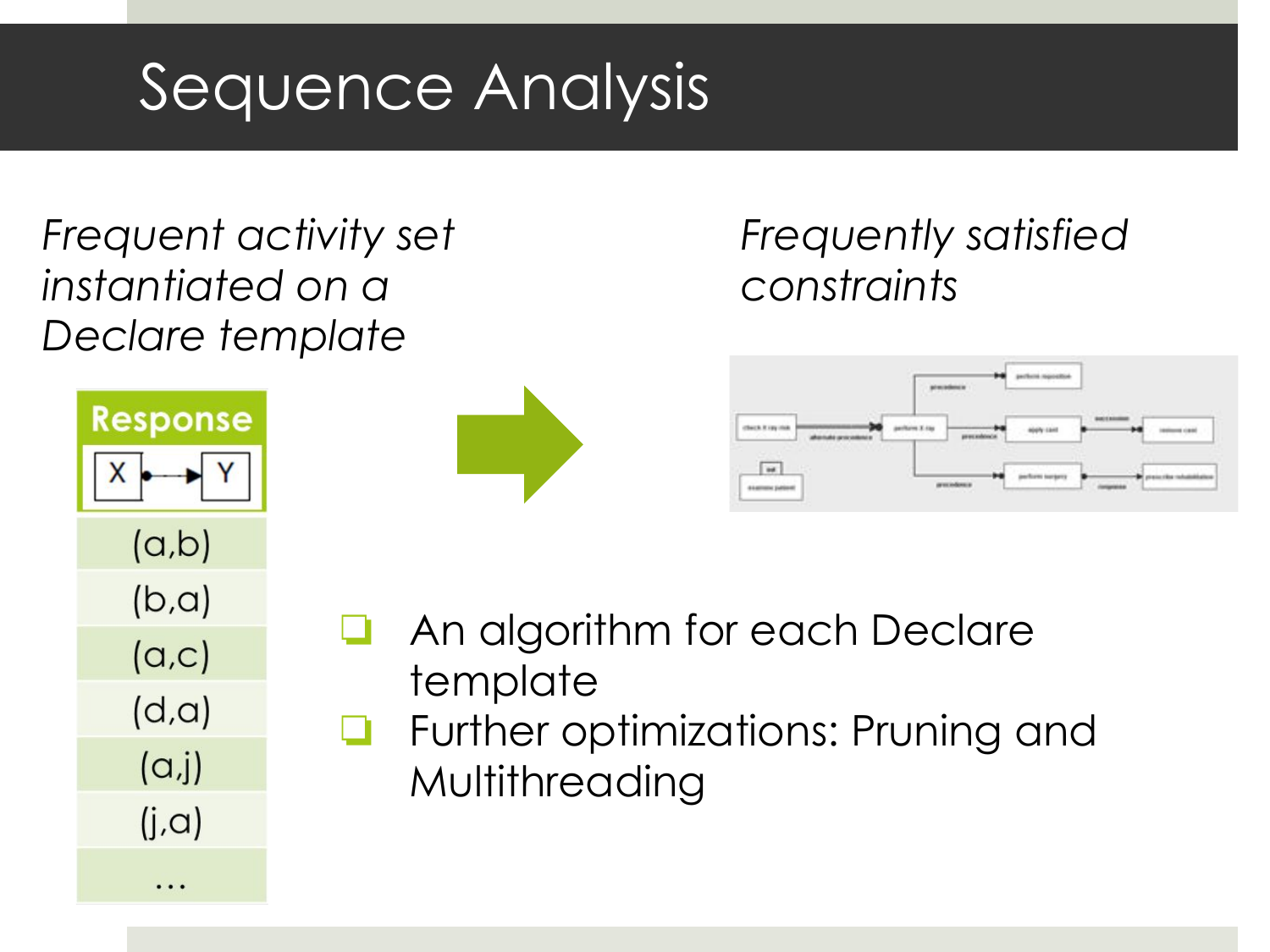# Sequence Analysis

*Frequent activity set instantiated on a Declare template*

| Response |
| --- |
| X ●→ Y |
| (a,b) |
| (b,a) |
| (a,c) |
| (d,a) |
| (a,j) |
| (j,a) |
| … |

*Frequently satisfied constraints*

- An algorithm for each Declare template
- Further optimizations: Pruning and Multithreading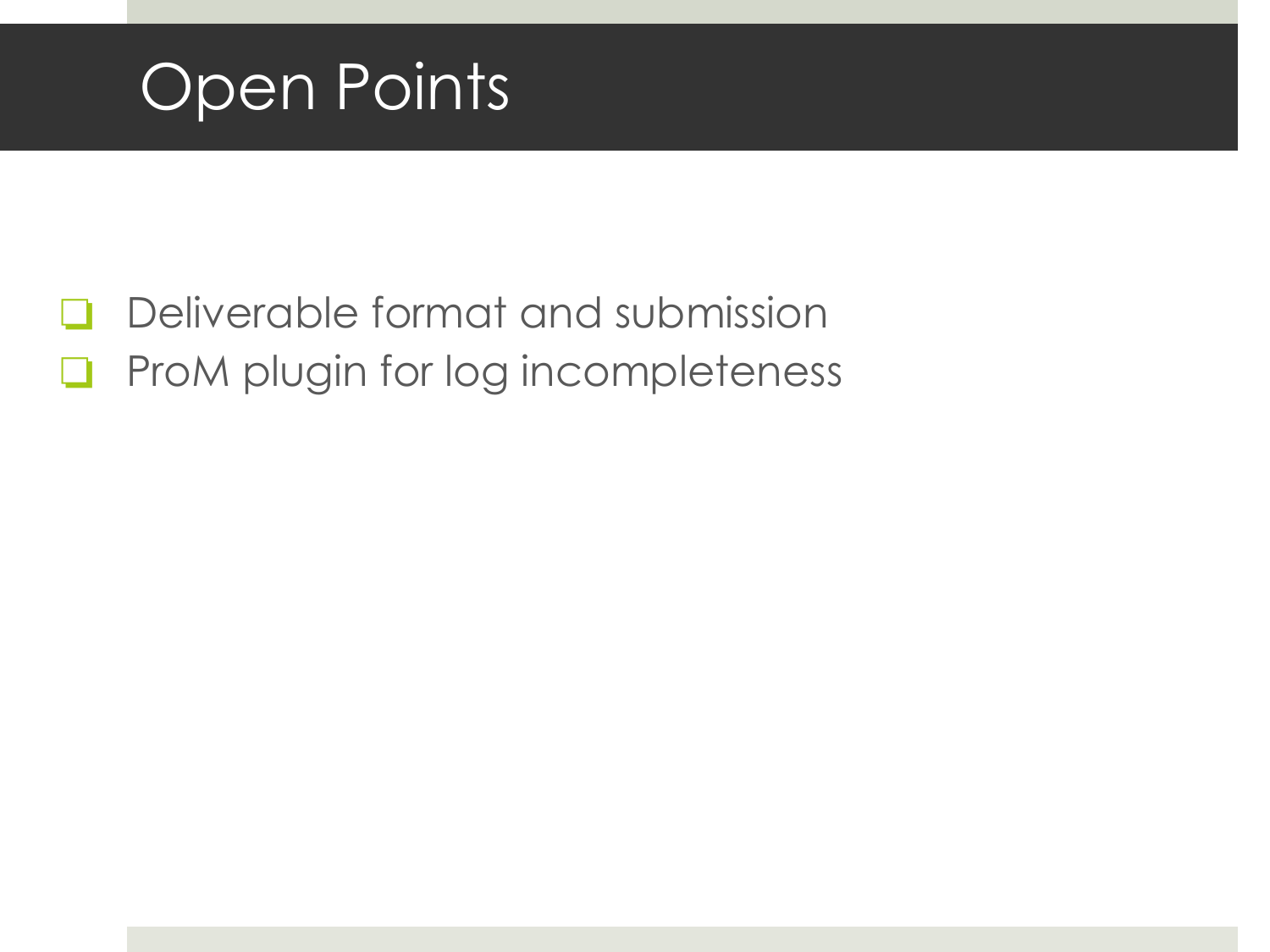# Open Points

- Deliverable format and submission
- ProM plugin for log incompleteness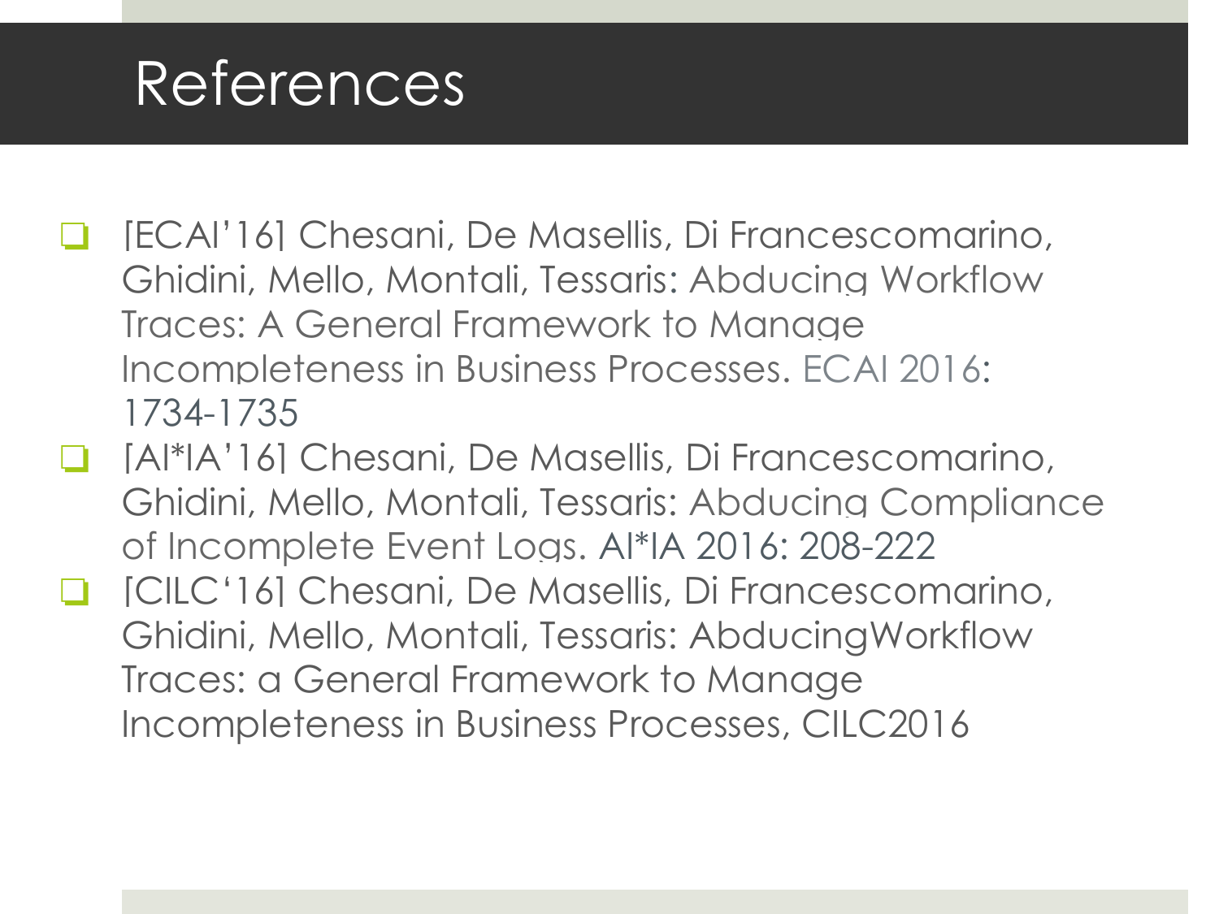# References

- [ECAI'16] Chesani, De Masellis, Di Francescomarino, Ghidini, Mello, Montali, Tessaris: Abducing Workflow Traces: A General Framework to Manage Incompleteness in Business Processes. ECAI 2016: 1734-1735
- [AI*IA'16] Chesani, De Masellis, Di Francescomarino, Ghidini, Mello, Montali, Tessaris: Abducing Compliance of Incomplete Event Logs. AI*IA 2016: 208-222
- [CILC'16] Chesani, De Masellis, Di Francescomarino, Ghidini, Mello, Montali, Tessaris: AbducingWorkflow Traces: a General Framework to Manage Incompleteness in Business Processes, CILC2016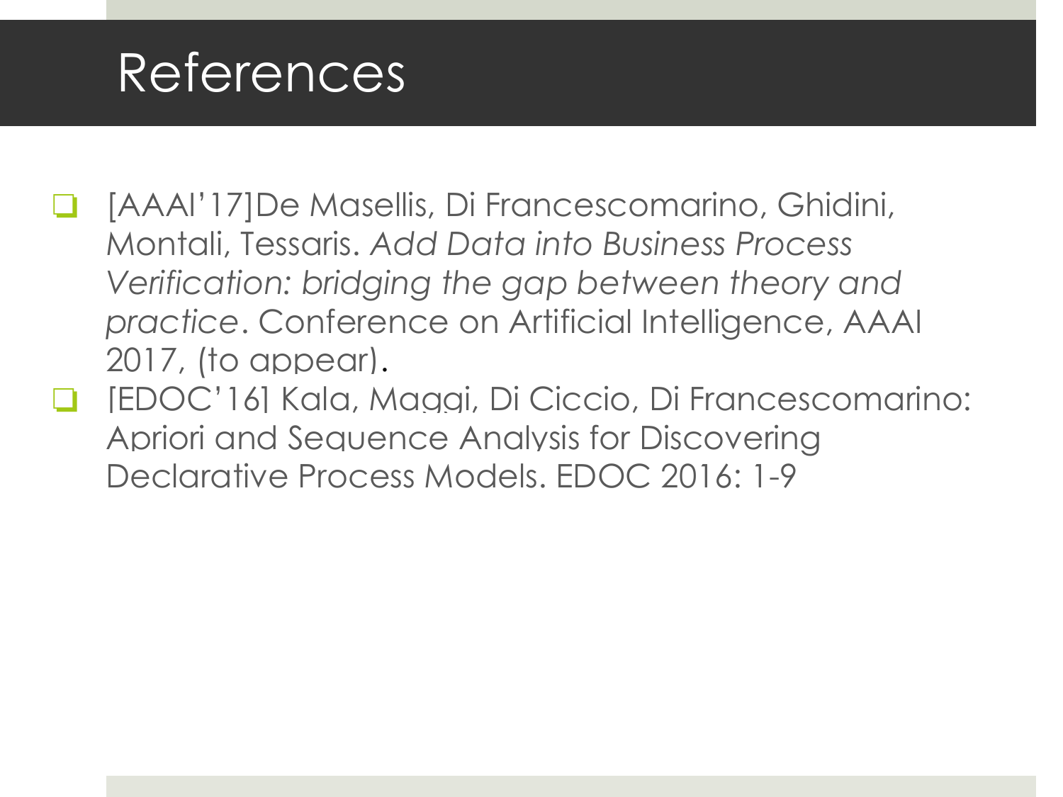# References

- [AAAI'17]De Masellis, Di Francescomarino, Ghidini, Montali, Tessaris. *Add Data into Business Process Verification: bridging the gap between theory and practice*. Conference on Artificial Intelligence, AAAI 2017, (to appear).
- [EDOC'16] Kala, Maggi, Di Ciccio, Di Francescomarino: Apriori and Sequence Analysis for Discovering Declarative Process Models. EDOC 2016: 1-9